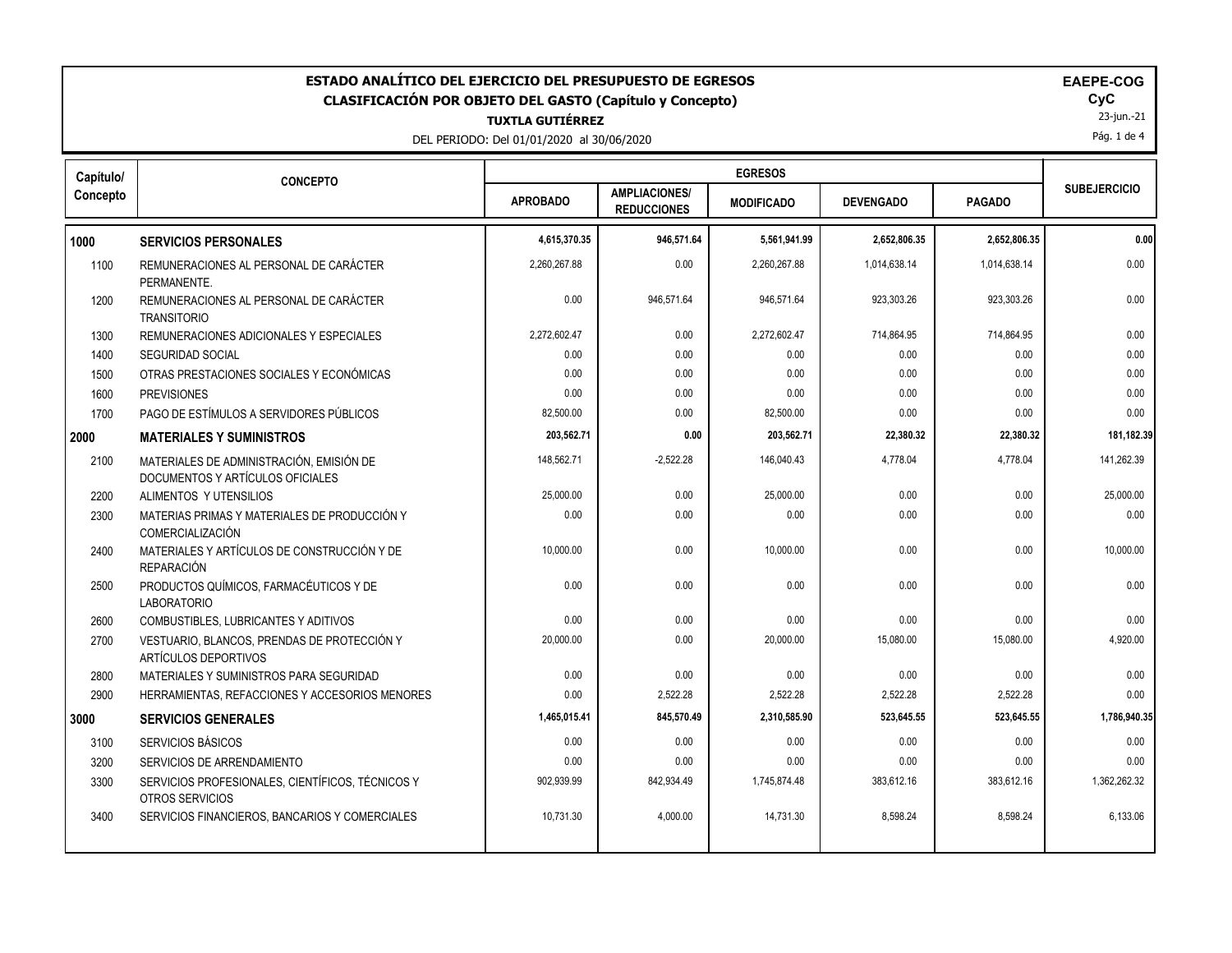# ESTADO ANALÍTICO DEL EJERCICIO DEL PRESUPUESTO DE EGRESOS

## CLASIFICACIÓN POR OBJETO DEL GASTO (Capítulo y Concepto)

**TUXTLA GUTIÉRREZ**

DEL PERIODO: Del 01/01/2020 al 30/06/2020

**EAEPE-COG**
**CyC**
23-jun.-21

| Capítulo/ Concepto | CONCEPTO | EGRESOS | | | | | SUBEJERCICIO |
|---|---|---|---|---|---|---|---|
| | | APROBADO | AMPLIACIONES/ REDUCCIONES | MODIFICADO | DEVENGADO | PAGADO | |
| **1000** | **SERVICIOS PERSONALES** | **4,615,370.35** | **946,571.64** | **5,561,941.99** | **2,652,806.35** | **2,652,806.35** | **0.00** |
| 1100 | REMUNERACIONES AL PERSONAL DE CARÁCTER PERMANENTE. | 2,260,267.88 | 0.00 | 2,260,267.88 | 1,014,638.14 | 1,014,638.14 | 0.00 |
| 1200 | REMUNERACIONES AL PERSONAL DE CARÁCTER TRANSITORIO | 0.00 | 946,571.64 | 946,571.64 | 923,303.26 | 923,303.26 | 0.00 |
| 1300 | REMUNERACIONES ADICIONALES Y ESPECIALES | 2,272,602.47 | 0.00 | 2,272,602.47 | 714,864.95 | 714,864.95 | 0.00 |
| 1400 | SEGURIDAD SOCIAL | 0.00 | 0.00 | 0.00 | 0.00 | 0.00 | 0.00 |
| 1500 | OTRAS PRESTACIONES SOCIALES Y ECONÓMICAS | 0.00 | 0.00 | 0.00 | 0.00 | 0.00 | 0.00 |
| 1600 | PREVISIONES | 0.00 | 0.00 | 0.00 | 0.00 | 0.00 | 0.00 |
| 1700 | PAGO DE ESTÍMULOS A SERVIDORES PÚBLICOS | 82,500.00 | 0.00 | 82,500.00 | 0.00 | 0.00 | 0.00 |
| **2000** | **MATERIALES Y SUMINISTROS** | **203,562.71** | **0.00** | **203,562.71** | **22,380.32** | **22,380.32** | **181,182.39** |
| 2100 | MATERIALES DE ADMINISTRACIÓN, EMISIÓN DE DOCUMENTOS Y ARTÍCULOS OFICIALES | 148,562.71 | -2,522.28 | 146,040.43 | 4,778.04 | 4,778.04 | 141,262.39 |
| 2200 | ALIMENTOS Y UTENSILIOS | 25,000.00 | 0.00 | 25,000.00 | 0.00 | 0.00 | 25,000.00 |
| 2300 | MATERIAS PRIMAS Y MATERIALES DE PRODUCCIÓN Y COMERCIALIZACIÓN | 0.00 | 0.00 | 0.00 | 0.00 | 0.00 | 0.00 |
| 2400 | MATERIALES Y ARTÍCULOS DE CONSTRUCCIÓN Y DE REPARACIÓN | 10,000.00 | 0.00 | 10,000.00 | 0.00 | 0.00 | 10,000.00 |
| 2500 | PRODUCTOS QUÍMICOS, FARMACÉUTICOS Y DE LABORATORIO | 0.00 | 0.00 | 0.00 | 0.00 | 0.00 | 0.00 |
| 2600 | COMBUSTIBLES, LUBRICANTES Y ADITIVOS | 0.00 | 0.00 | 0.00 | 0.00 | 0.00 | 0.00 |
| 2700 | VESTUARIO, BLANCOS, PRENDAS DE PROTECCIÓN Y ARTÍCULOS DEPORTIVOS | 20,000.00 | 0.00 | 20,000.00 | 15,080.00 | 15,080.00 | 4,920.00 |
| 2800 | MATERIALES Y SUMINISTROS PARA SEGURIDAD | 0.00 | 0.00 | 0.00 | 0.00 | 0.00 | 0.00 |
| 2900 | HERRAMIENTAS, REFACCIONES Y ACCESORIOS MENORES | 0.00 | 2,522.28 | 2,522.28 | 2,522.28 | 2,522.28 | 0.00 |
| **3000** | **SERVICIOS GENERALES** | **1,465,015.41** | **845,570.49** | **2,310,585.90** | **523,645.55** | **523,645.55** | **1,786,940.35** |
| 3100 | SERVICIOS BÁSICOS | 0.00 | 0.00 | 0.00 | 0.00 | 0.00 | 0.00 |
| 3200 | SERVICIOS DE ARRENDAMIENTO | 0.00 | 0.00 | 0.00 | 0.00 | 0.00 | 0.00 |
| 3300 | SERVICIOS PROFESIONALES, CIENTÍFICOS, TÉCNICOS Y OTROS SERVICIOS | 902,939.99 | 842,934.49 | 1,745,874.48 | 383,612.16 | 383,612.16 | 1,362,262.32 |
| 3400 | SERVICIOS FINANCIEROS, BANCARIOS Y COMERCIALES | 10,731.30 | 4,000.00 | 14,731.30 | 8,598.24 | 8,598.24 | 6,133.06 |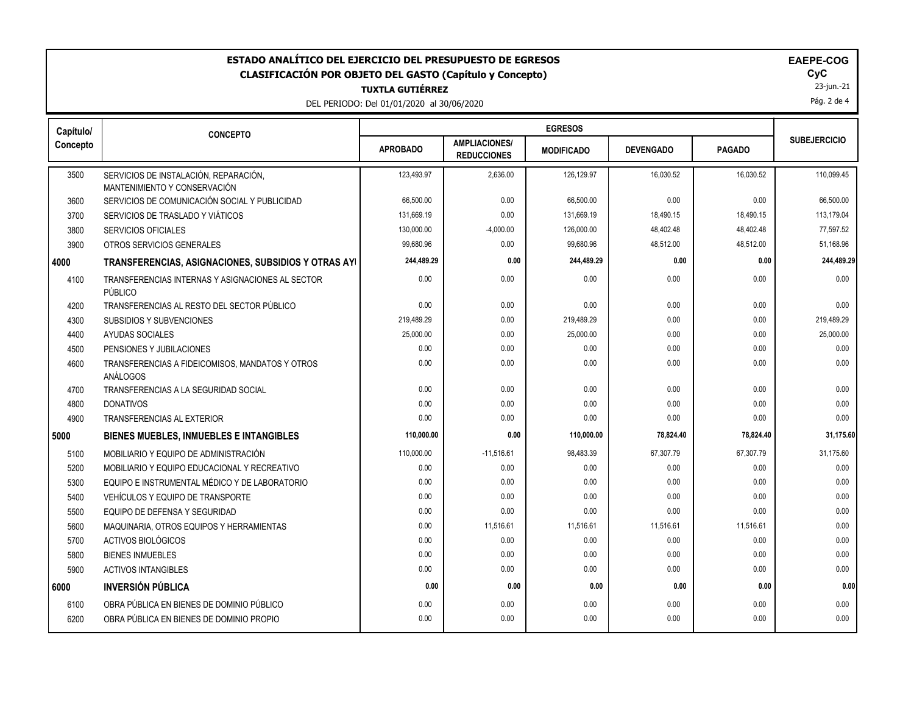# ESTADO ANALÍTICO DEL EJERCICIO DEL PRESUPUESTO DE EGRESOS
## CLASIFICACIÓN POR OBJETO DEL GASTO (Capítulo y Concepto)

**TUXTLA GUTIÉRREZ**

DEL PERIODO: Del 01/01/2020 al 30/06/2020

**EAEPE-COG**
**CyC**
23-jun.-21

| Capítulo/ Concepto | CONCEPTO | EGRESOS | | | | | SUBEJERCICIO |
|---|---|---|---|---|---|---|---|
| | | APROBADO | AMPLIACIONES/ REDUCCIONES | MODIFICADO | DEVENGADO | PAGADO | |
| 3500 | SERVICIOS DE INSTALACIÓN, REPARACIÓN, MANTENIMIENTO Y CONSERVACIÓN | 123,493.97 | 2,636.00 | 126,129.97 | 16,030.52 | 16,030.52 | 110,099.45 |
| 3600 | SERVICIOS DE COMUNICACIÓN SOCIAL Y PUBLICIDAD | 66,500.00 | 0.00 | 66,500.00 | 0.00 | 0.00 | 66,500.00 |
| 3700 | SERVICIOS DE TRASLADO Y VIÁTICOS | 131,669.19 | 0.00 | 131,669.19 | 18,490.15 | 18,490.15 | 113,179.04 |
| 3800 | SERVICIOS OFICIALES | 130,000.00 | -4,000.00 | 126,000.00 | 48,402.48 | 48,402.48 | 77,597.52 |
| 3900 | OTROS SERVICIOS GENERALES | 99,680.96 | 0.00 | 99,680.96 | 48,512.00 | 48,512.00 | 51,168.96 |
| **4000** | **TRANSFERENCIAS, ASIGNACIONES, SUBSIDIOS Y OTRAS AY** | **244,489.29** | **0.00** | **244,489.29** | **0.00** | **0.00** | **244,489.29** |
| 4100 | TRANSFERENCIAS INTERNAS Y ASIGNACIONES AL SECTOR PÚBLICO | 0.00 | 0.00 | 0.00 | 0.00 | 0.00 | 0.00 |
| 4200 | TRANSFERENCIAS AL RESTO DEL SECTOR PÚBLICO | 0.00 | 0.00 | 0.00 | 0.00 | 0.00 | 0.00 |
| 4300 | SUBSIDIOS Y SUBVENCIONES | 219,489.29 | 0.00 | 219,489.29 | 0.00 | 0.00 | 219,489.29 |
| 4400 | AYUDAS SOCIALES | 25,000.00 | 0.00 | 25,000.00 | 0.00 | 0.00 | 25,000.00 |
| 4500 | PENSIONES Y JUBILACIONES | 0.00 | 0.00 | 0.00 | 0.00 | 0.00 | 0.00 |
| 4600 | TRANSFERENCIAS A FIDEICOMISOS, MANDATOS Y OTROS ANÁLOGOS | 0.00 | 0.00 | 0.00 | 0.00 | 0.00 | 0.00 |
| 4700 | TRANSFERENCIAS A LA SEGURIDAD SOCIAL | 0.00 | 0.00 | 0.00 | 0.00 | 0.00 | 0.00 |
| 4800 | DONATIVOS | 0.00 | 0.00 | 0.00 | 0.00 | 0.00 | 0.00 |
| 4900 | TRANSFERENCIAS AL EXTERIOR | 0.00 | 0.00 | 0.00 | 0.00 | 0.00 | 0.00 |
| **5000** | **BIENES MUEBLES, INMUEBLES E INTANGIBLES** | **110,000.00** | **0.00** | **110,000.00** | **78,824.40** | **78,824.40** | **31,175.60** |
| 5100 | MOBILIARIO Y EQUIPO DE ADMINISTRACIÓN | 110,000.00 | -11,516.61 | 98,483.39 | 67,307.79 | 67,307.79 | 31,175.60 |
| 5200 | MOBILIARIO Y EQUIPO EDUCACIONAL Y RECREATIVO | 0.00 | 0.00 | 0.00 | 0.00 | 0.00 | 0.00 |
| 5300 | EQUIPO E INSTRUMENTAL MÉDICO Y DE LABORATORIO | 0.00 | 0.00 | 0.00 | 0.00 | 0.00 | 0.00 |
| 5400 | VEHÍCULOS Y EQUIPO DE TRANSPORTE | 0.00 | 0.00 | 0.00 | 0.00 | 0.00 | 0.00 |
| 5500 | EQUIPO DE DEFENSA Y SEGURIDAD | 0.00 | 0.00 | 0.00 | 0.00 | 0.00 | 0.00 |
| 5600 | MAQUINARIA, OTROS EQUIPOS Y HERRAMIENTAS | 0.00 | 11,516.61 | 11,516.61 | 11,516.61 | 11,516.61 | 0.00 |
| 5700 | ACTIVOS BIOLÓGICOS | 0.00 | 0.00 | 0.00 | 0.00 | 0.00 | 0.00 |
| 5800 | BIENES INMUEBLES | 0.00 | 0.00 | 0.00 | 0.00 | 0.00 | 0.00 |
| 5900 | ACTIVOS INTANGIBLES | 0.00 | 0.00 | 0.00 | 0.00 | 0.00 | 0.00 |
| **6000** | **INVERSIÓN PÚBLICA** | **0.00** | **0.00** | **0.00** | **0.00** | **0.00** | **0.00** |
| 6100 | OBRA PÚBLICA EN BIENES DE DOMINIO PÚBLICO | 0.00 | 0.00 | 0.00 | 0.00 | 0.00 | 0.00 |
| 6200 | OBRA PÚBLICA EN BIENES DE DOMINIO PROPIO | 0.00 | 0.00 | 0.00 | 0.00 | 0.00 | 0.00 |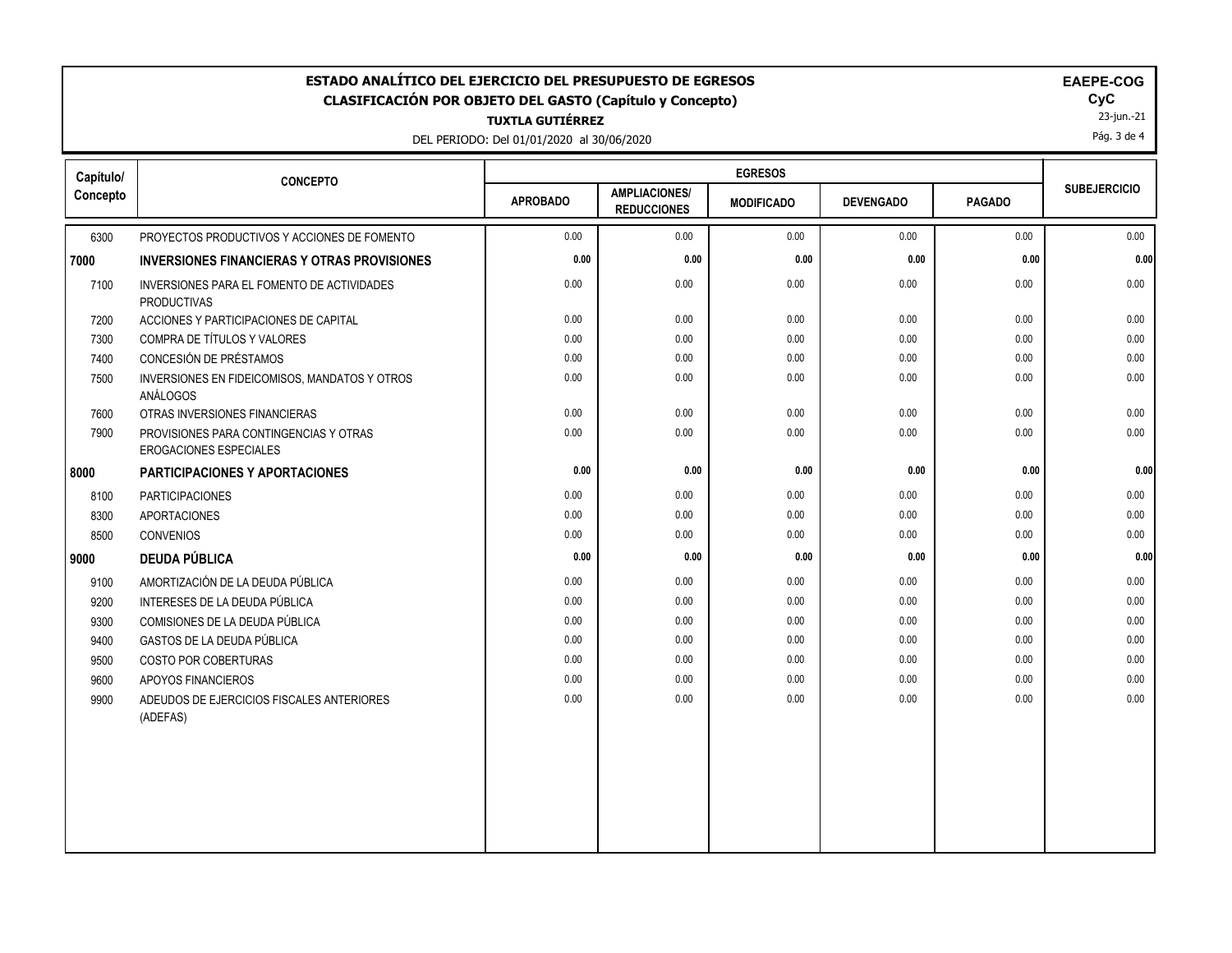# ESTADO ANALÍTICO DEL EJERCICIO DEL PRESUPUESTO DE EGRESOS
## CLASIFICACIÓN POR OBJETO DEL GASTO (Capítulo y Concepto)
### TUXTLA GUTIÉRREZ

DEL PERIODO: Del 01/01/2020 al 30/06/2020

**EAEPE-COG**
**CyC**
23-jun.-21

| Capítulo/ Concepto | CONCEPTO | EGRESOS | | | | | SUBEJERCICIO |
|---|---|---|---|---|---|---|---|
| | | APROBADO | AMPLIACIONES/ REDUCCIONES | MODIFICADO | DEVENGADO | PAGADO | |
| 6300 | PROYECTOS PRODUCTIVOS Y ACCIONES DE FOMENTO | 0.00 | 0.00 | 0.00 | 0.00 | 0.00 | 0.00 |
| **7000** | **INVERSIONES FINANCIERAS Y OTRAS PROVISIONES** | **0.00** | **0.00** | **0.00** | **0.00** | **0.00** | **0.00** |
| 7100 | INVERSIONES PARA EL FOMENTO DE ACTIVIDADES PRODUCTIVAS | 0.00 | 0.00 | 0.00 | 0.00 | 0.00 | 0.00 |
| 7200 | ACCIONES Y PARTICIPACIONES DE CAPITAL | 0.00 | 0.00 | 0.00 | 0.00 | 0.00 | 0.00 |
| 7300 | COMPRA DE TÍTULOS Y VALORES | 0.00 | 0.00 | 0.00 | 0.00 | 0.00 | 0.00 |
| 7400 | CONCESIÓN DE PRÉSTAMOS | 0.00 | 0.00 | 0.00 | 0.00 | 0.00 | 0.00 |
| 7500 | INVERSIONES EN FIDEICOMISOS, MANDATOS Y OTROS ANÁLOGOS | 0.00 | 0.00 | 0.00 | 0.00 | 0.00 | 0.00 |
| 7600 | OTRAS INVERSIONES FINANCIERAS | 0.00 | 0.00 | 0.00 | 0.00 | 0.00 | 0.00 |
| 7900 | PROVISIONES PARA CONTINGENCIAS Y OTRAS EROGACIONES ESPECIALES | 0.00 | 0.00 | 0.00 | 0.00 | 0.00 | 0.00 |
| **8000** | **PARTICIPACIONES Y APORTACIONES** | **0.00** | **0.00** | **0.00** | **0.00** | **0.00** | **0.00** |
| 8100 | PARTICIPACIONES | 0.00 | 0.00 | 0.00 | 0.00 | 0.00 | 0.00 |
| 8300 | APORTACIONES | 0.00 | 0.00 | 0.00 | 0.00 | 0.00 | 0.00 |
| 8500 | CONVENIOS | 0.00 | 0.00 | 0.00 | 0.00 | 0.00 | 0.00 |
| **9000** | **DEUDA PÚBLICA** | **0.00** | **0.00** | **0.00** | **0.00** | **0.00** | **0.00** |
| 9100 | AMORTIZACIÓN DE LA DEUDA PÚBLICA | 0.00 | 0.00 | 0.00 | 0.00 | 0.00 | 0.00 |
| 9200 | INTERESES DE LA DEUDA PÚBLICA | 0.00 | 0.00 | 0.00 | 0.00 | 0.00 | 0.00 |
| 9300 | COMISIONES DE LA DEUDA PÚBLICA | 0.00 | 0.00 | 0.00 | 0.00 | 0.00 | 0.00 |
| 9400 | GASTOS DE LA DEUDA PÚBLICA | 0.00 | 0.00 | 0.00 | 0.00 | 0.00 | 0.00 |
| 9500 | COSTO POR COBERTURAS | 0.00 | 0.00 | 0.00 | 0.00 | 0.00 | 0.00 |
| 9600 | APOYOS FINANCIEROS | 0.00 | 0.00 | 0.00 | 0.00 | 0.00 | 0.00 |
| 9900 | ADEUDOS DE EJERCICIOS FISCALES ANTERIORES (ADEFAS) | 0.00 | 0.00 | 0.00 | 0.00 | 0.00 | 0.00 |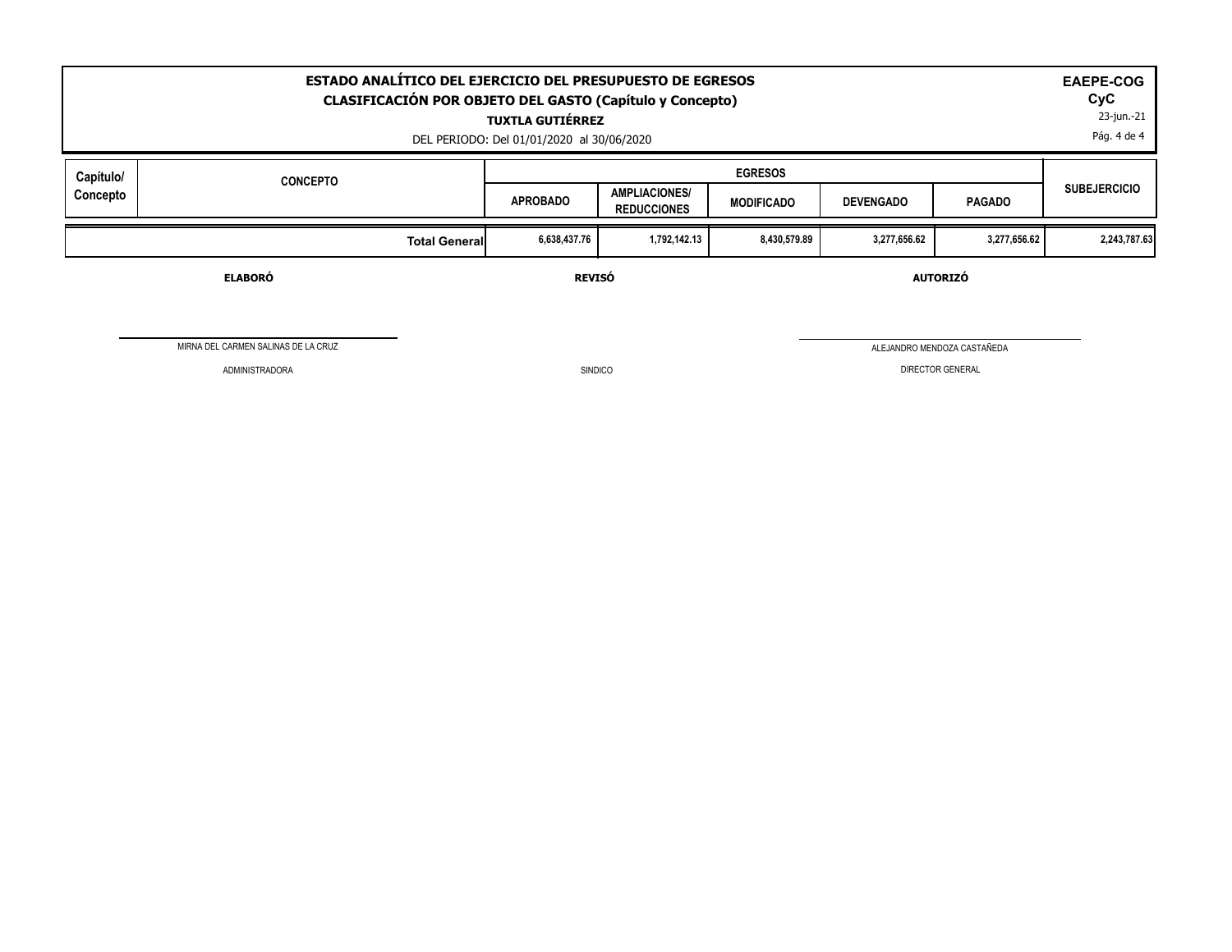# ESTADO ANALÍTICO DEL EJERCICIO DEL PRESUPUESTO DE EGRESOS

## CLASIFICACIÓN POR OBJETO DEL GASTO (Capítulo y Concepto)

**TUXTLA GUTIÉRREZ**

DEL PERIODO: Del 01/01/2020 al 30/06/2020

**EAEPE-COG**
**CyC**
23-jun.-21

| Capítulo/ Concepto | CONCEPTO | EGRESOS | | | | | SUBEJERCICIO |
|---|---|---|---|---|---|---|---|
| | | APROBADO | AMPLIACIONES/ REDUCCIONES | MODIFICADO | DEVENGADO | PAGADO | |
| | **Total General** | 6,638,437.76 | 1,792,142.13 | 8,430,579.89 | 3,277,656.62 | 3,277,656.62 | 2,243,787.63 |

**ELABORÓ** | **REVISÓ** | **AUTORIZÓ**

MIRNA DEL CARMEN SALINAS DE LA CRUZ
ADMINISTRADORA

SINDICO

ALEJANDRO MENDOZA CASTAÑEDA
DIRECTOR GENERAL